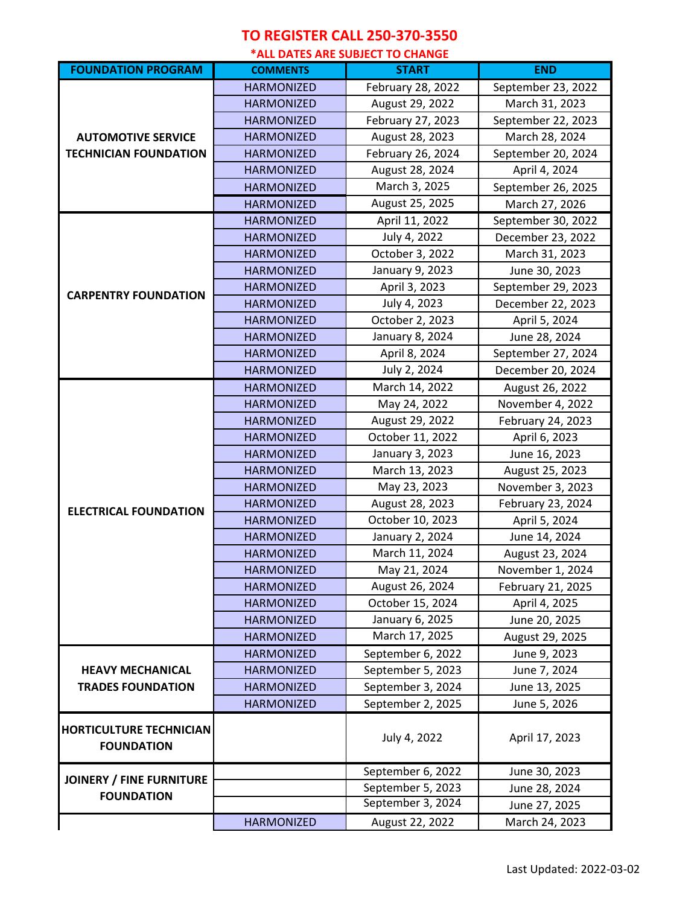**TO REGISTER CALL 250-370-3550**

***ALL DATES ARE SUBJECT TO CHANGE**

| FOUNDATION PROGRAM | COMMENTS | START | END |
|---|---|---|---|
| AUTOMOTIVE SERVICE TECHNICIAN FOUNDATION | HARMONIZED | February 28, 2022 | September 23, 2022 |
| | HARMONIZED | August 29, 2022 | March 31, 2023 |
| | HARMONIZED | February 27, 2023 | September 22, 2023 |
| | HARMONIZED | August 28, 2023 | March 28, 2024 |
| | HARMONIZED | February 26, 2024 | September 20, 2024 |
| | HARMONIZED | August 28, 2024 | April 4, 2024 |
| | HARMONIZED | March 3, 2025 | September 26, 2025 |
| | HARMONIZED | August 25, 2025 | March 27, 2026 |
| CARPENTRY FOUNDATION | HARMONIZED | April 11, 2022 | September 30, 2022 |
| | HARMONIZED | July 4, 2022 | December 23, 2022 |
| | HARMONIZED | October 3, 2022 | March 31, 2023 |
| | HARMONIZED | January 9, 2023 | June 30, 2023 |
| | HARMONIZED | April 3, 2023 | September 29, 2023 |
| | HARMONIZED | July 4, 2023 | December 22, 2023 |
| | HARMONIZED | October 2, 2023 | April 5, 2024 |
| | HARMONIZED | January 8, 2024 | June 28, 2024 |
| | HARMONIZED | April 8, 2024 | September 27, 2024 |
| | HARMONIZED | July 2, 2024 | December 20, 2024 |
| ELECTRICAL FOUNDATION | HARMONIZED | March 14, 2022 | August 26, 2022 |
| | HARMONIZED | May 24, 2022 | November 4, 2022 |
| | HARMONIZED | August 29, 2022 | February 24, 2023 |
| | HARMONIZED | October 11, 2022 | April 6, 2023 |
| | HARMONIZED | January 3, 2023 | June 16, 2023 |
| | HARMONIZED | March 13, 2023 | August 25, 2023 |
| | HARMONIZED | May 23, 2023 | November 3, 2023 |
| | HARMONIZED | August 28, 2023 | February 23, 2024 |
| | HARMONIZED | October 10, 2023 | April 5, 2024 |
| | HARMONIZED | January 2, 2024 | June 14, 2024 |
| | HARMONIZED | March 11, 2024 | August 23, 2024 |
| | HARMONIZED | May 21, 2024 | November 1, 2024 |
| | HARMONIZED | August 26, 2024 | February 21, 2025 |
| | HARMONIZED | October 15, 2024 | April 4, 2025 |
| | HARMONIZED | January 6, 2025 | June 20, 2025 |
| | HARMONIZED | March 17, 2025 | August 29, 2025 |
| HEAVY MECHANICAL TRADES FOUNDATION | HARMONIZED | September 6, 2022 | June 9, 2023 |
| | HARMONIZED | September 5, 2023 | June 7, 2024 |
| | HARMONIZED | September 3, 2024 | June 13, 2025 |
| | HARMONIZED | September 2, 2025 | June 5, 2026 |
| HORTICULTURE TECHNICIAN FOUNDATION | | July 4, 2022 | April 17, 2023 |
| JOINERY / FINE FURNITURE FOUNDATION | | September 6, 2022 | June 30, 2023 |
| | | September 5, 2023 | June 28, 2024 |
| | | September 3, 2024 | June 27, 2025 |
| | HARMONIZED | August 22, 2022 | March 24, 2023 |

Last Updated: 2022-03-02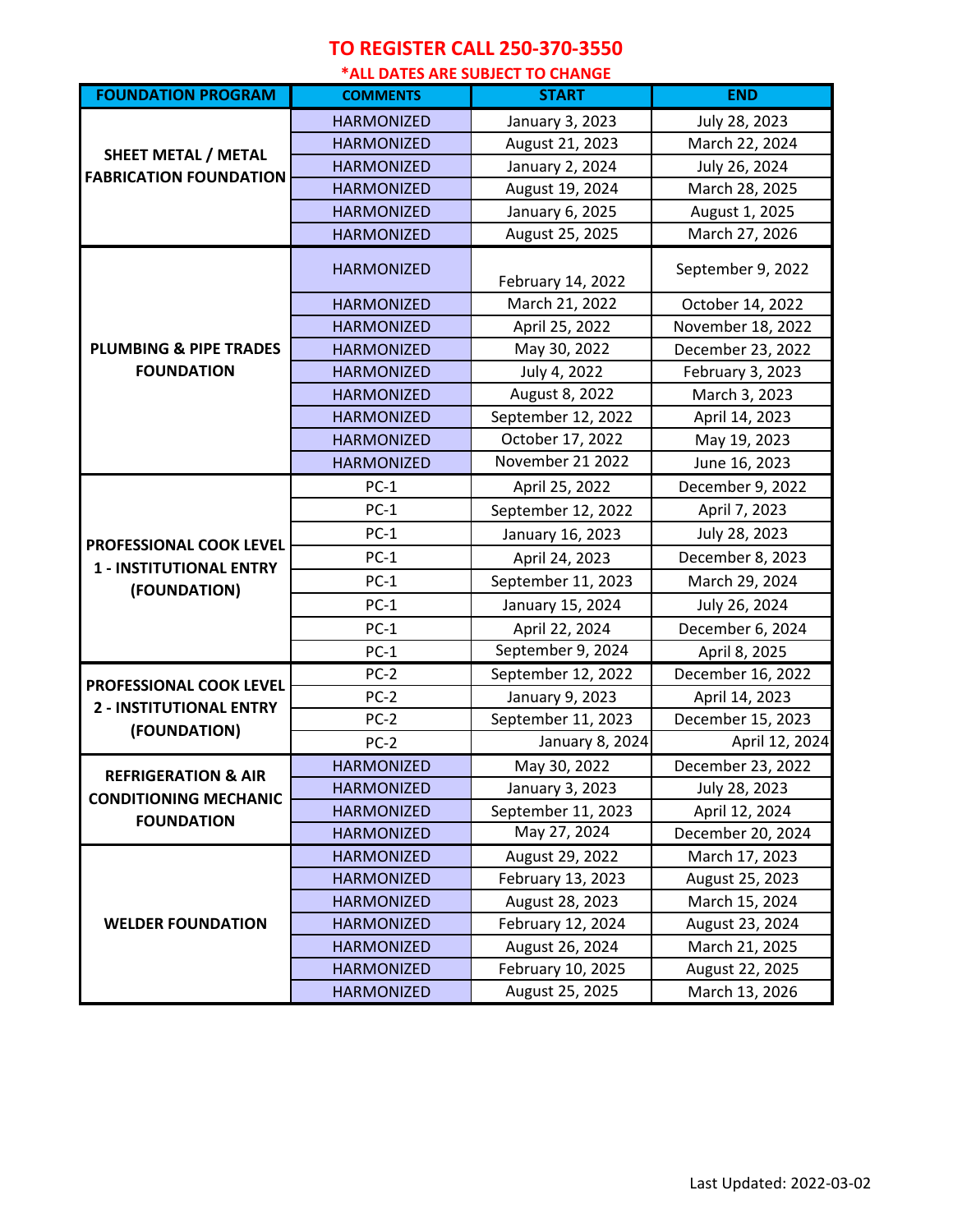**TO REGISTER CALL 250-370-3550**

**\*ALL DATES ARE SUBJECT TO CHANGE**

| FOUNDATION PROGRAM | COMMENTS | START | END |
|---|---|---|---|
| SHEET METAL / METAL FABRICATION FOUNDATION | HARMONIZED | January 3, 2023 | July 28, 2023 |
| | HARMONIZED | August 21, 2023 | March 22, 2024 |
| | HARMONIZED | January 2, 2024 | July 26, 2024 |
| | HARMONIZED | August 19, 2024 | March 28, 2025 |
| | HARMONIZED | January 6, 2025 | August 1, 2025 |
| | HARMONIZED | August 25, 2025 | March 27, 2026 |
| PLUMBING & PIPE TRADES FOUNDATION | HARMONIZED | February 14, 2022 | September 9, 2022 |
| | HARMONIZED | March 21, 2022 | October 14, 2022 |
| | HARMONIZED | April 25, 2022 | November 18, 2022 |
| | HARMONIZED | May 30, 2022 | December 23, 2022 |
| | HARMONIZED | July 4, 2022 | February 3, 2023 |
| | HARMONIZED | August 8, 2022 | March 3, 2023 |
| | HARMONIZED | September 12, 2022 | April 14, 2023 |
| | HARMONIZED | October 17, 2022 | May 19, 2023 |
| | HARMONIZED | November 21 2022 | June 16, 2023 |
| PROFESSIONAL COOK LEVEL 1 - INSTITUTIONAL ENTRY (FOUNDATION) | PC-1 | April 25, 2022 | December 9, 2022 |
| | PC-1 | September 12, 2022 | April 7, 2023 |
| | PC-1 | January 16, 2023 | July 28, 2023 |
| | PC-1 | April 24, 2023 | December 8, 2023 |
| | PC-1 | September 11, 2023 | March 29, 2024 |
| | PC-1 | January 15, 2024 | July 26, 2024 |
| | PC-1 | April 22, 2024 | December 6, 2024 |
| | PC-1 | September 9, 2024 | April 8, 2025 |
| PROFESSIONAL COOK LEVEL 2 - INSTITUTIONAL ENTRY (FOUNDATION) | PC-2 | September 12, 2022 | December 16, 2022 |
| | PC-2 | January 9, 2023 | April 14, 2023 |
| | PC-2 | September 11, 2023 | December 15, 2023 |
| | PC-2 | January 8, 2024 | April 12, 2024 |
| REFRIGERATION & AIR CONDITIONING MECHANIC FOUNDATION | HARMONIZED | May 30, 2022 | December 23, 2022 |
| | HARMONIZED | January 3, 2023 | July 28, 2023 |
| | HARMONIZED | September 11, 2023 | April 12, 2024 |
| | HARMONIZED | May 27, 2024 | December 20, 2024 |
| WELDER FOUNDATION | HARMONIZED | August 29, 2022 | March 17, 2023 |
| | HARMONIZED | February 13, 2023 | August 25, 2023 |
| | HARMONIZED | August 28, 2023 | March 15, 2024 |
| | HARMONIZED | February 12, 2024 | August 23, 2024 |
| | HARMONIZED | August 26, 2024 | March 21, 2025 |
| | HARMONIZED | February 10, 2025 | August 22, 2025 |
| | HARMONIZED | August 25, 2025 | March 13, 2026 |

Last Updated: 2022-03-02